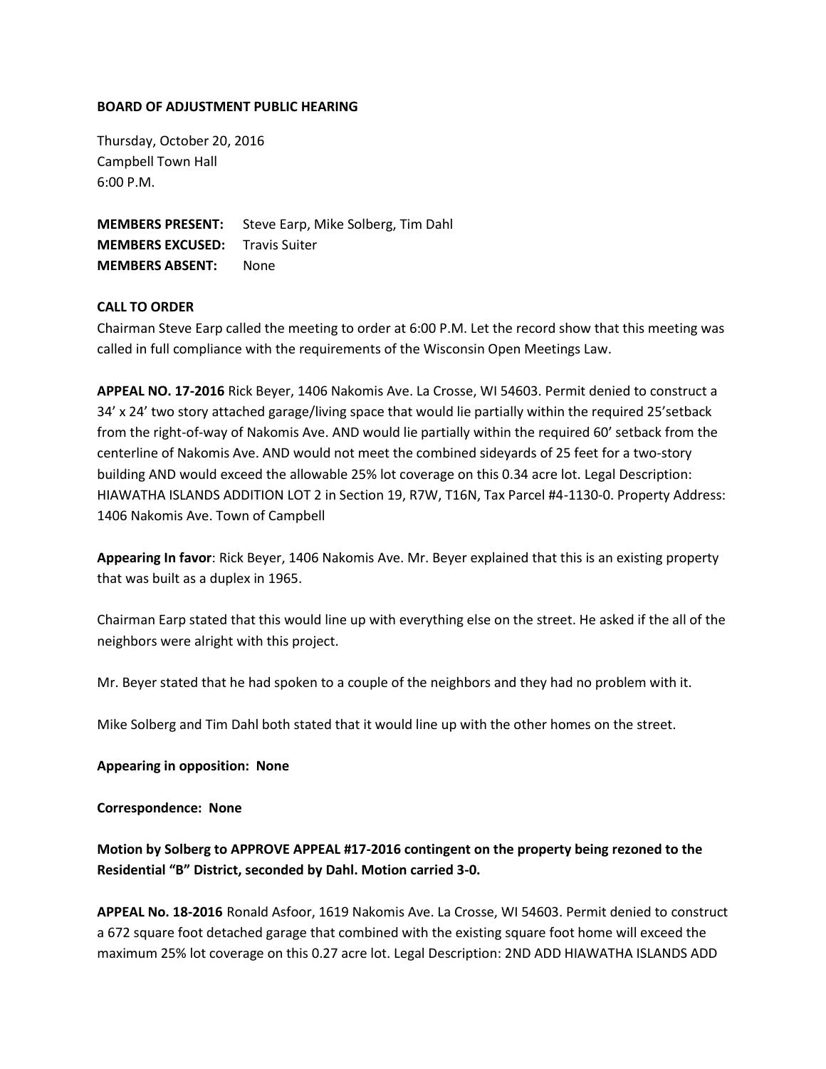**BOARD OF ADJUSTMENT PUBLIC HEARING**

Thursday, October 20, 2016
Campbell Town Hall
6:00 P.M.

**MEMBERS PRESENT:** Steve Earp, Mike Solberg, Tim Dahl
**MEMBERS EXCUSED:** Travis Suiter
**MEMBERS ABSENT:** None

**CALL TO ORDER**

Chairman Steve Earp called the meeting to order at 6:00 P.M. Let the record show that this meeting was called in full compliance with the requirements of the Wisconsin Open Meetings Law.

**APPEAL NO. 17-2016** Rick Beyer, 1406 Nakomis Ave. La Crosse, WI 54603. Permit denied to construct a 34' x 24' two story attached garage/living space that would lie partially within the required 25'setback from the right-of-way of Nakomis Ave. AND would lie partially within the required 60' setback from the centerline of Nakomis Ave. AND would not meet the combined sideyards of 25 feet for a two-story building AND would exceed the allowable 25% lot coverage on this 0.34 acre lot. Legal Description: HIAWATHA ISLANDS ADDITION LOT 2 in Section 19, R7W, T16N, Tax Parcel #4-1130-0. Property Address: 1406 Nakomis Ave. Town of Campbell

**Appearing In favor**: Rick Beyer, 1406 Nakomis Ave. Mr. Beyer explained that this is an existing property that was built as a duplex in 1965.

Chairman Earp stated that this would line up with everything else on the street. He asked if the all of the neighbors were alright with this project.

Mr. Beyer stated that he had spoken to a couple of the neighbors and they had no problem with it.

Mike Solberg and Tim Dahl both stated that it would line up with the other homes on the street.

**Appearing in opposition: None**

**Correspondence: None**

**Motion by Solberg to APPROVE APPEAL #17-2016 contingent on the property being rezoned to the Residential "B" District, seconded by Dahl. Motion carried 3-0.**

**APPEAL No. 18-2016** Ronald Asfoor, 1619 Nakomis Ave. La Crosse, WI 54603. Permit denied to construct a 672 square foot detached garage that combined with the existing square foot home will exceed the maximum 25% lot coverage on this 0.27 acre lot. Legal Description: 2ND ADD HIAWATHA ISLANDS ADD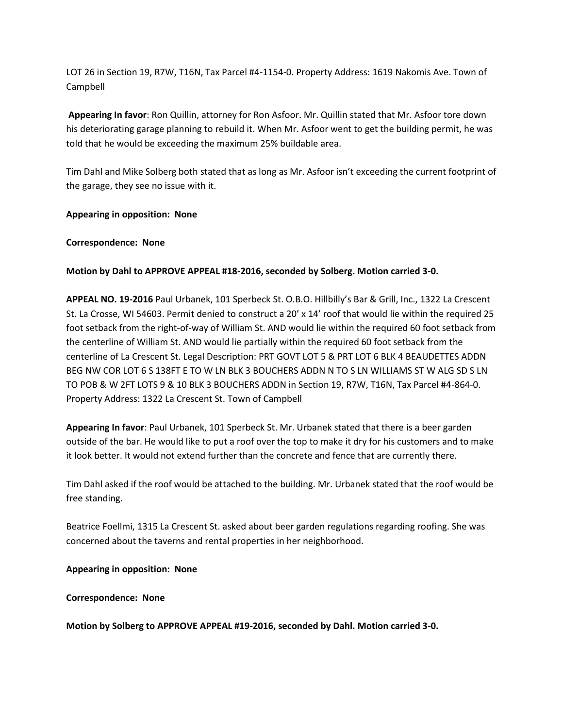LOT 26 in Section 19, R7W, T16N, Tax Parcel #4-1154-0. Property Address: 1619 Nakomis Ave. Town of Campbell

**Appearing In favor**: Ron Quillin, attorney for Ron Asfoor. Mr. Quillin stated that Mr. Asfoor tore down his deteriorating garage planning to rebuild it. When Mr. Asfoor went to get the building permit, he was told that he would be exceeding the maximum 25% buildable area.

Tim Dahl and Mike Solberg both stated that as long as Mr. Asfoor isn't exceeding the current footprint of the garage, they see no issue with it.

**Appearing in opposition: None**

**Correspondence: None**

**Motion by Dahl to APPROVE APPEAL #18-2016, seconded by Solberg. Motion carried 3-0.**

**APPEAL NO. 19-2016** Paul Urbanek, 101 Sperbeck St. O.B.O. Hillbilly's Bar & Grill, Inc., 1322 La Crescent St. La Crosse, WI 54603. Permit denied to construct a 20' x 14' roof that would lie within the required 25 foot setback from the right-of-way of William St. AND would lie within the required 60 foot setback from the centerline of William St. AND would lie partially within the required 60 foot setback from the centerline of La Crescent St. Legal Description: PRT GOVT LOT 5 & PRT LOT 6 BLK 4 BEAUDETTES ADDN BEG NW COR LOT 6 S 138FT E TO W LN BLK 3 BOUCHERS ADDN N TO S LN WILLIAMS ST W ALG SD S LN TO POB & W 2FT LOTS 9 & 10 BLK 3 BOUCHERS ADDN in Section 19, R7W, T16N, Tax Parcel #4-864-0. Property Address: 1322 La Crescent St. Town of Campbell

**Appearing In favor**: Paul Urbanek, 101 Sperbeck St. Mr. Urbanek stated that there is a beer garden outside of the bar. He would like to put a roof over the top to make it dry for his customers and to make it look better. It would not extend further than the concrete and fence that are currently there.

Tim Dahl asked if the roof would be attached to the building. Mr. Urbanek stated that the roof would be free standing.

Beatrice Foellmi, 1315 La Crescent St. asked about beer garden regulations regarding roofing. She was concerned about the taverns and rental properties in her neighborhood.

**Appearing in opposition: None**

**Correspondence: None**

**Motion by Solberg to APPROVE APPEAL #19-2016, seconded by Dahl. Motion carried 3-0.**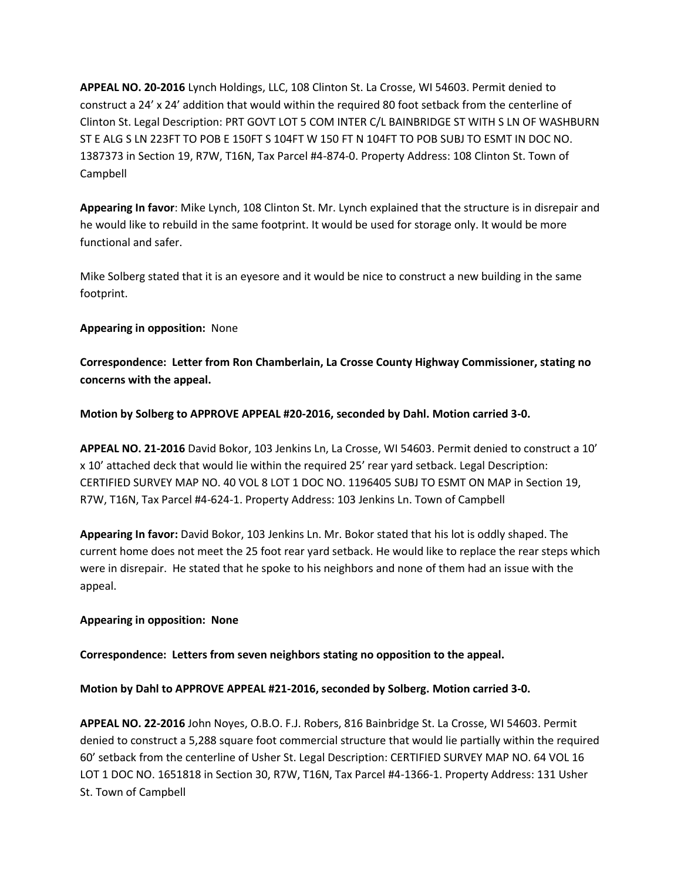**APPEAL NO. 20-2016** Lynch Holdings, LLC, 108 Clinton St. La Crosse, WI 54603. Permit denied to construct a 24' x 24' addition that would within the required 80 foot setback from the centerline of Clinton St. Legal Description: PRT GOVT LOT 5 COM INTER C/L BAINBRIDGE ST WITH S LN OF WASHBURN ST E ALG S LN 223FT TO POB E 150FT S 104FT W 150 FT N 104FT TO POB SUBJ TO ESMT IN DOC NO. 1387373 in Section 19, R7W, T16N, Tax Parcel #4-874-0. Property Address: 108 Clinton St. Town of Campbell

**Appearing In favor**: Mike Lynch, 108 Clinton St. Mr. Lynch explained that the structure is in disrepair and he would like to rebuild in the same footprint. It would be used for storage only. It would be more functional and safer.

Mike Solberg stated that it is an eyesore and it would be nice to construct a new building in the same footprint.

**Appearing in opposition:** None

**Correspondence: Letter from Ron Chamberlain, La Crosse County Highway Commissioner, stating no concerns with the appeal.**

**Motion by Solberg to APPROVE APPEAL #20-2016, seconded by Dahl. Motion carried 3-0.**

**APPEAL NO. 21-2016** David Bokor, 103 Jenkins Ln, La Crosse, WI 54603. Permit denied to construct a 10' x 10' attached deck that would lie within the required 25' rear yard setback. Legal Description: CERTIFIED SURVEY MAP NO. 40 VOL 8 LOT 1 DOC NO. 1196405 SUBJ TO ESMT ON MAP in Section 19, R7W, T16N, Tax Parcel #4-624-1. Property Address: 103 Jenkins Ln. Town of Campbell

**Appearing In favor:** David Bokor, 103 Jenkins Ln. Mr. Bokor stated that his lot is oddly shaped. The current home does not meet the 25 foot rear yard setback. He would like to replace the rear steps which were in disrepair. He stated that he spoke to his neighbors and none of them had an issue with the appeal.

**Appearing in opposition: None**

**Correspondence: Letters from seven neighbors stating no opposition to the appeal.**

**Motion by Dahl to APPROVE APPEAL #21-2016, seconded by Solberg. Motion carried 3-0.**

**APPEAL NO. 22-2016** John Noyes, O.B.O. F.J. Robers, 816 Bainbridge St. La Crosse, WI 54603. Permit denied to construct a 5,288 square foot commercial structure that would lie partially within the required 60' setback from the centerline of Usher St. Legal Description: CERTIFIED SURVEY MAP NO. 64 VOL 16 LOT 1 DOC NO. 1651818 in Section 30, R7W, T16N, Tax Parcel #4-1366-1. Property Address: 131 Usher St. Town of Campbell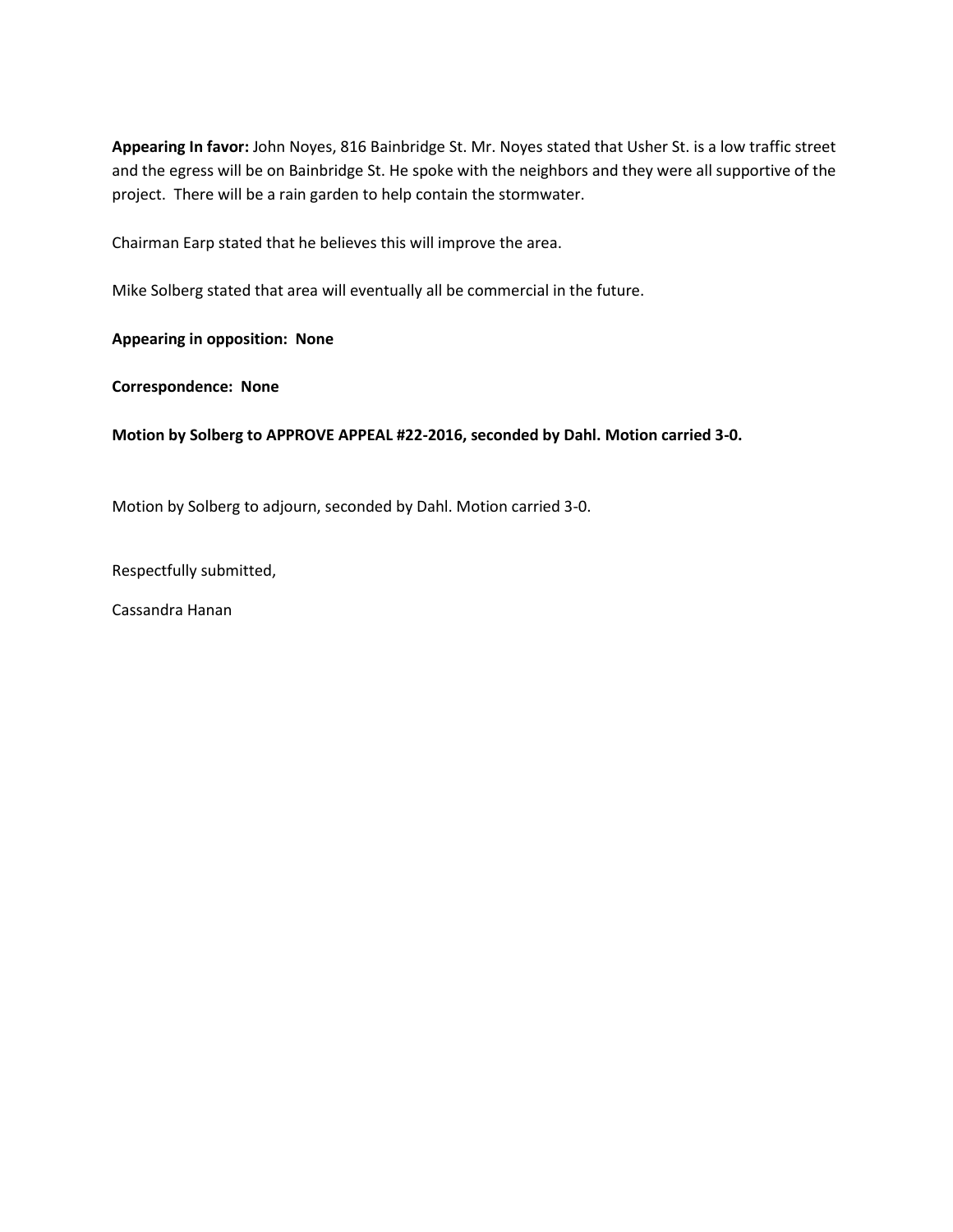**Appearing In favor:** John Noyes, 816 Bainbridge St. Mr. Noyes stated that Usher St. is a low traffic street and the egress will be on Bainbridge St. He spoke with the neighbors and they were all supportive of the project. There will be a rain garden to help contain the stormwater.

Chairman Earp stated that he believes this will improve the area.

Mike Solberg stated that area will eventually all be commercial in the future.

**Appearing in opposition: None**

**Correspondence: None**

**Motion by Solberg to APPROVE APPEAL #22-2016, seconded by Dahl. Motion carried 3-0.**

Motion by Solberg to adjourn, seconded by Dahl. Motion carried 3-0.

Respectfully submitted,

Cassandra Hanan